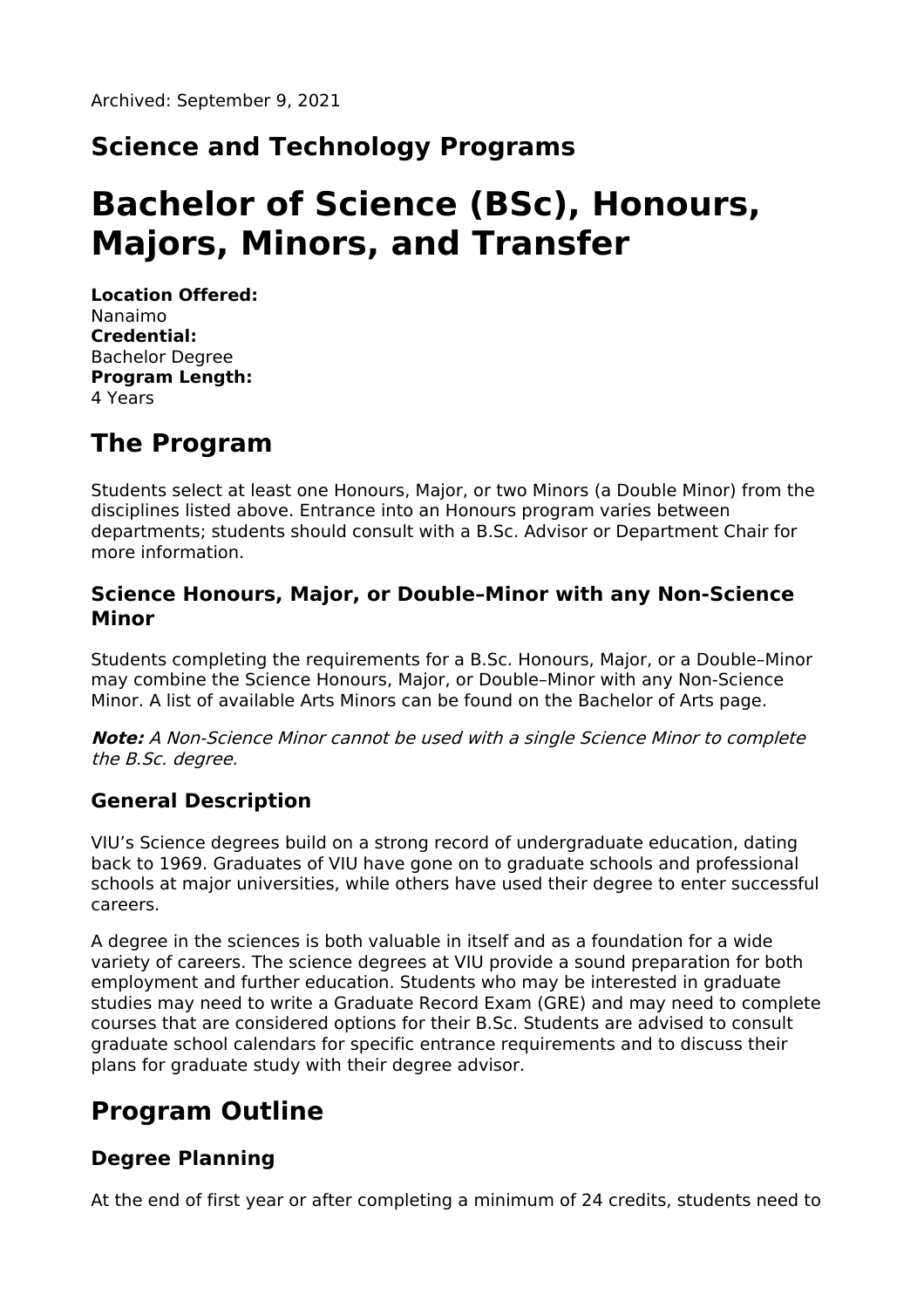Archived: September 9, 2021

## Science and Technology Programs

# Bachelor of Science (BSc), Honours, Majors, Minors, and Transfer

**Location Offered:**
Nanaimo
**Credential:**
Bachelor Degree
**Program Length:**
4 Years

# The Program

Students select at least one Honours, Major, or two Minors (a Double Minor) from the disciplines listed above. Entrance into an Honours program varies between departments; students should consult with a B.Sc. Advisor or Department Chair for more information.

### Science Honours, Major, or Double–Minor with any Non-Science Minor

Students completing the requirements for a B.Sc. Honours, Major, or a Double–Minor may combine the Science Honours, Major, or Double–Minor with any Non-Science Minor. A list of available Arts Minors can be found on the Bachelor of Arts page.

***Note:*** *A Non-Science Minor cannot be used with a single Science Minor to complete the B.Sc. degree.*

### General Description

VIU's Science degrees build on a strong record of undergraduate education, dating back to 1969. Graduates of VIU have gone on to graduate schools and professional schools at major universities, while others have used their degree to enter successful careers.

A degree in the sciences is both valuable in itself and as a foundation for a wide variety of careers. The science degrees at VIU provide a sound preparation for both employment and further education. Students who may be interested in graduate studies may need to write a Graduate Record Exam (GRE) and may need to complete courses that are considered options for their B.Sc. Students are advised to consult graduate school calendars for specific entrance requirements and to discuss their plans for graduate study with their degree advisor.

# Program Outline

### Degree Planning

At the end of first year or after completing a minimum of 24 credits, students need to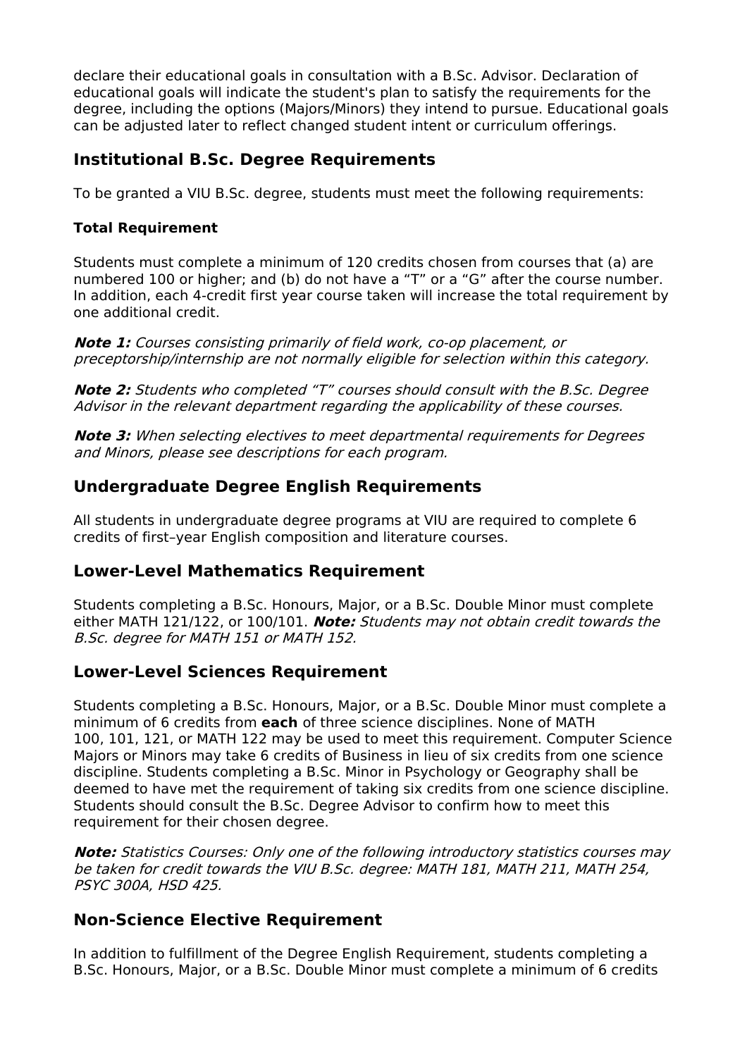declare their educational goals in consultation with a B.Sc. Advisor. Declaration of educational goals will indicate the student's plan to satisfy the requirements for the degree, including the options (Majors/Minors) they intend to pursue. Educational goals can be adjusted later to reflect changed student intent or curriculum offerings.

## Institutional B.Sc. Degree Requirements

To be granted a VIU B.Sc. degree, students must meet the following requirements:

### Total Requirement

Students must complete a minimum of 120 credits chosen from courses that (a) are numbered 100 or higher; and (b) do not have a “T” or a “G” after the course number. In addition, each 4-credit first year course taken will increase the total requirement by one additional credit.

***Note 1:*** *Courses consisting primarily of field work, co-op placement, or preceptorship/internship are not normally eligible for selection within this category.*

***Note 2:*** *Students who completed “T” courses should consult with the B.Sc. Degree Advisor in the relevant department regarding the applicability of these courses.*

***Note 3:*** *When selecting electives to meet departmental requirements for Degrees and Minors, please see descriptions for each program.*

## Undergraduate Degree English Requirements

All students in undergraduate degree programs at VIU are required to complete 6 credits of first–year English composition and literature courses.

## Lower-Level Mathematics Requirement

Students completing a B.Sc. Honours, Major, or a B.Sc. Double Minor must complete either MATH 121/122, or 100/101. ***Note:*** *Students may not obtain credit towards the B.Sc. degree for MATH 151 or MATH 152.*

## Lower-Level Sciences Requirement

Students completing a B.Sc. Honours, Major, or a B.Sc. Double Minor must complete a minimum of 6 credits from **each** of three science disciplines. None of MATH 100, 101, 121, or MATH 122 may be used to meet this requirement. Computer Science Majors or Minors may take 6 credits of Business in lieu of six credits from one science discipline. Students completing a B.Sc. Minor in Psychology or Geography shall be deemed to have met the requirement of taking six credits from one science discipline. Students should consult the B.Sc. Degree Advisor to confirm how to meet this requirement for their chosen degree.

***Note:*** *Statistics Courses: Only one of the following introductory statistics courses may be taken for credit towards the VIU B.Sc. degree: MATH 181, MATH 211, MATH 254, PSYC 300A, HSD 425.*

## Non-Science Elective Requirement

In addition to fulfillment of the Degree English Requirement, students completing a B.Sc. Honours, Major, or a B.Sc. Double Minor must complete a minimum of 6 credits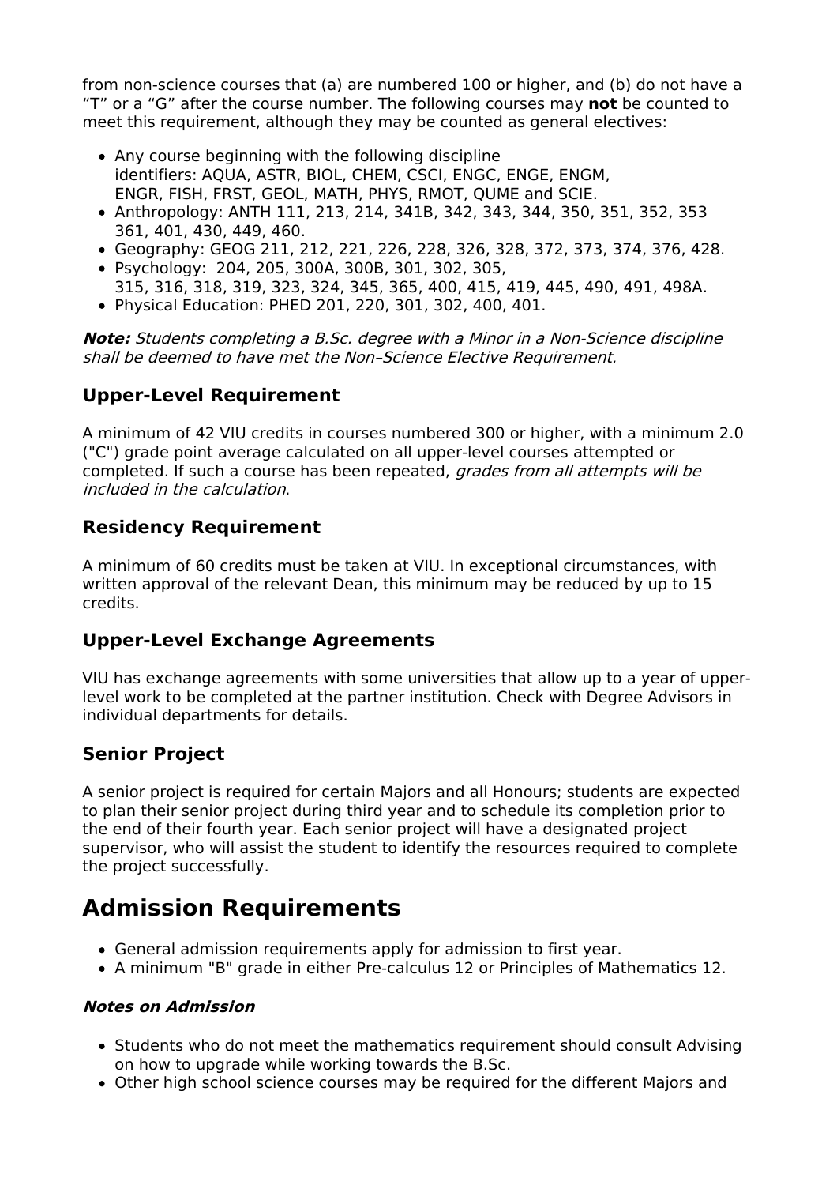from non-science courses that (a) are numbered 100 or higher, and (b) do not have a "T" or a "G" after the course number. The following courses may **not** be counted to meet this requirement, although they may be counted as general electives:

- Any course beginning with the following discipline identifiers: AQUA, ASTR, BIOL, CHEM, CSCI, ENGC, ENGE, ENGM, ENGR, FISH, FRST, GEOL, MATH, PHYS, RMOT, QUME and SCIE.
- Anthropology: ANTH 111, 213, 214, 341B, 342, 343, 344, 350, 351, 352, 353 361, 401, 430, 449, 460.
- Geography: GEOG 211, 212, 221, 226, 228, 326, 328, 372, 373, 374, 376, 428.
- Psychology: 204, 205, 300A, 300B, 301, 302, 305, 315, 316, 318, 319, 323, 324, 345, 365, 400, 415, 419, 445, 490, 491, 498A.
- Physical Education: PHED 201, 220, 301, 302, 400, 401.

***Note:*** *Students completing a B.Sc. degree with a Minor in a Non-Science discipline shall be deemed to have met the Non–Science Elective Requirement.*

### Upper-Level Requirement

A minimum of 42 VIU credits in courses numbered 300 or higher, with a minimum 2.0 ("C") grade point average calculated on all upper-level courses attempted or completed. If such a course has been repeated, *grades from all attempts will be included in the calculation*.

### Residency Requirement

A minimum of 60 credits must be taken at VIU. In exceptional circumstances, with written approval of the relevant Dean, this minimum may be reduced by up to 15 credits.

### Upper-Level Exchange Agreements

VIU has exchange agreements with some universities that allow up to a year of upper-level work to be completed at the partner institution. Check with Degree Advisors in individual departments for details.

### Senior Project

A senior project is required for certain Majors and all Honours; students are expected to plan their senior project during third year and to schedule its completion prior to the end of their fourth year. Each senior project will have a designated project supervisor, who will assist the student to identify the resources required to complete the project successfully.

## Admission Requirements

- General admission requirements apply for admission to first year.
- A minimum "B" grade in either Pre-calculus 12 or Principles of Mathematics 12.

#### *Notes on Admission*

- Students who do not meet the mathematics requirement should consult Advising on how to upgrade while working towards the B.Sc.
- Other high school science courses may be required for the different Majors and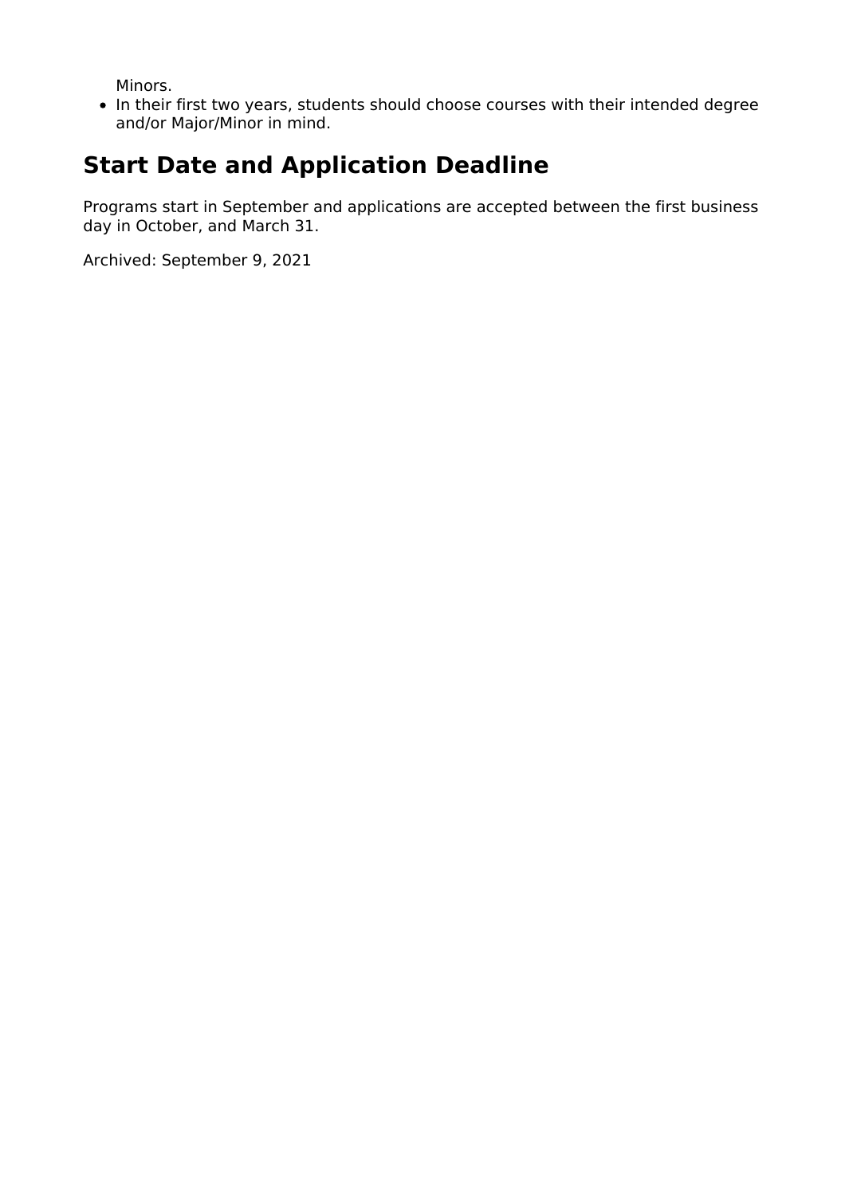Minors.
- In their first two years, students should choose courses with their intended degree and/or Major/Minor in mind.

## Start Date and Application Deadline

Programs start in September and applications are accepted between the first business day in October, and March 31.

Archived: September 9, 2021